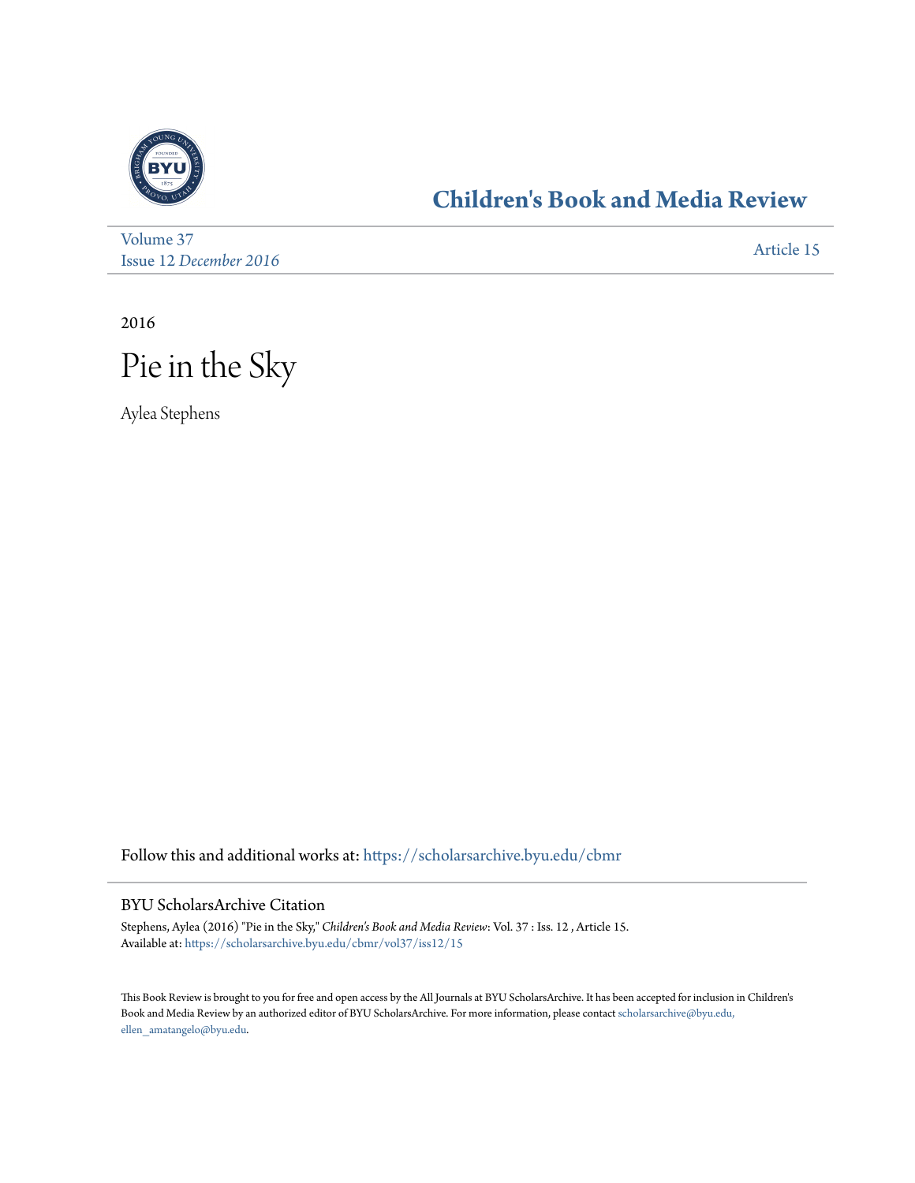## Children's Book and Media Review

Volume 37
Issue 12 *December 2016*

Article 15

2016

# Pie in the Sky

Aylea Stephens

Follow this and additional works at: https://scholarsarchive.byu.edu/cbmr

### BYU ScholarsArchive Citation

Stephens, Aylea (2016) "Pie in the Sky," *Children's Book and Media Review*: Vol. 37 : Iss. 12 , Article 15.
Available at: https://scholarsarchive.byu.edu/cbmr/vol37/iss12/15

This Book Review is brought to you for free and open access by the All Journals at BYU ScholarsArchive. It has been accepted for inclusion in Children's Book and Media Review by an authorized editor of BYU ScholarsArchive. For more information, please contact scholarsarchive@byu.edu, ellen_amatangelo@byu.edu.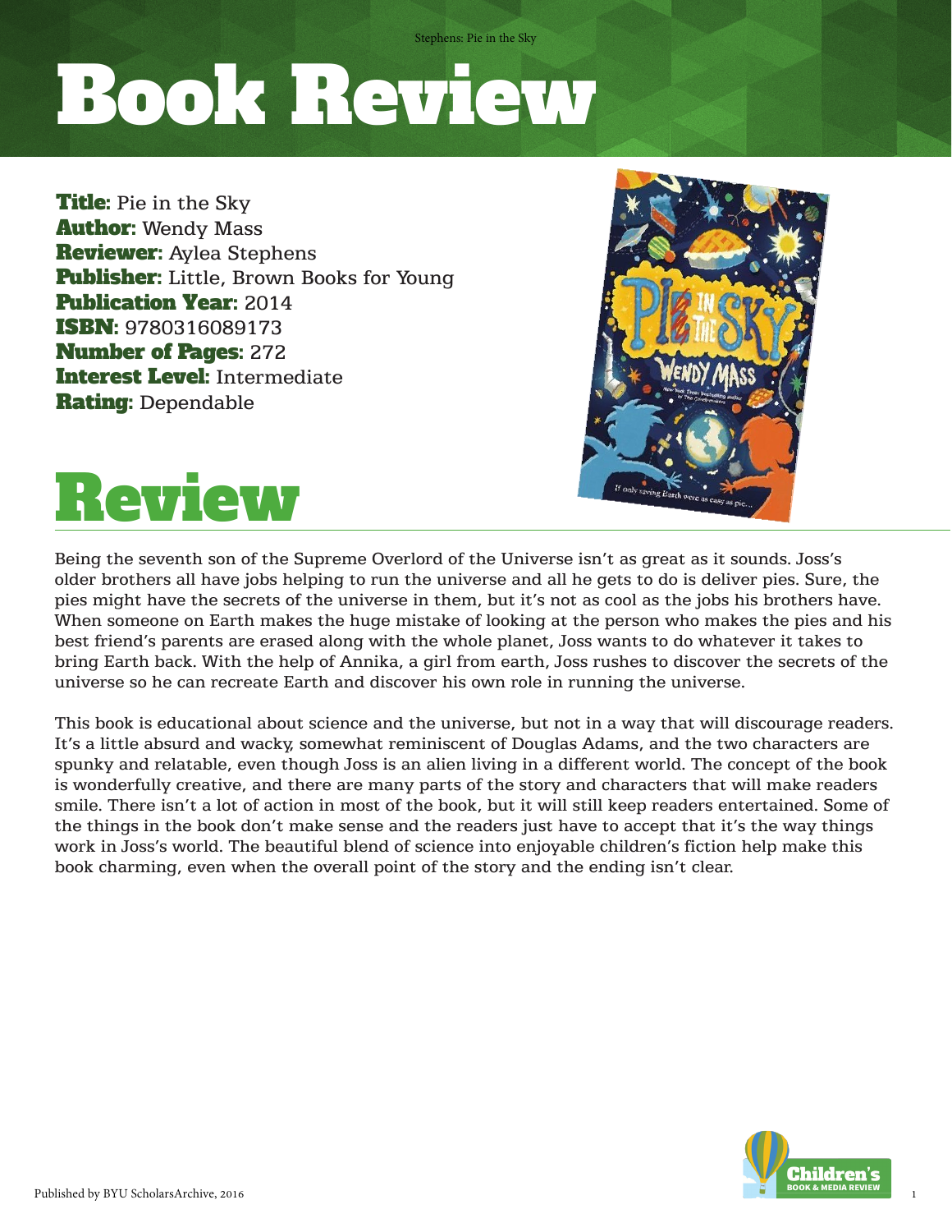# Book Review

**Title**: Pie in the Sky
**Author**: Wendy Mass
**Reviewer**: Aylea Stephens
**Publisher**: Little, Brown Books for Young
**Publication Year**: 2014
**ISBN**: 9780316089173
**Number of Pages**: 272
**Interest Level**: Intermediate
**Rating**: Dependable

# Review

Being the seventh son of the Supreme Overlord of the Universe isn't as great as it sounds. Joss's older brothers all have jobs helping to run the universe and all he gets to do is deliver pies. Sure, the pies might have the secrets of the universe in them, but it's not as cool as the jobs his brothers have. When someone on Earth makes the huge mistake of looking at the person who makes the pies and his best friend's parents are erased along with the whole planet, Joss wants to do whatever it takes to bring Earth back. With the help of Annika, a girl from earth, Joss rushes to discover the secrets of the universe so he can recreate Earth and discover his own role in running the universe.

This book is educational about science and the universe, but not in a way that will discourage readers. It's a little absurd and wacky, somewhat reminiscent of Douglas Adams, and the two characters are spunky and relatable, even though Joss is an alien living in a different world. The concept of the book is wonderfully creative, and there are many parts of the story and characters that will make readers smile. There isn't a lot of action in most of the book, but it will still keep readers entertained. Some of the things in the book don't make sense and the readers just have to accept that it's the way things work in Joss's world. The beautiful blend of science into enjoyable children's fiction help make this book charming, even when the overall point of the story and the ending isn't clear.